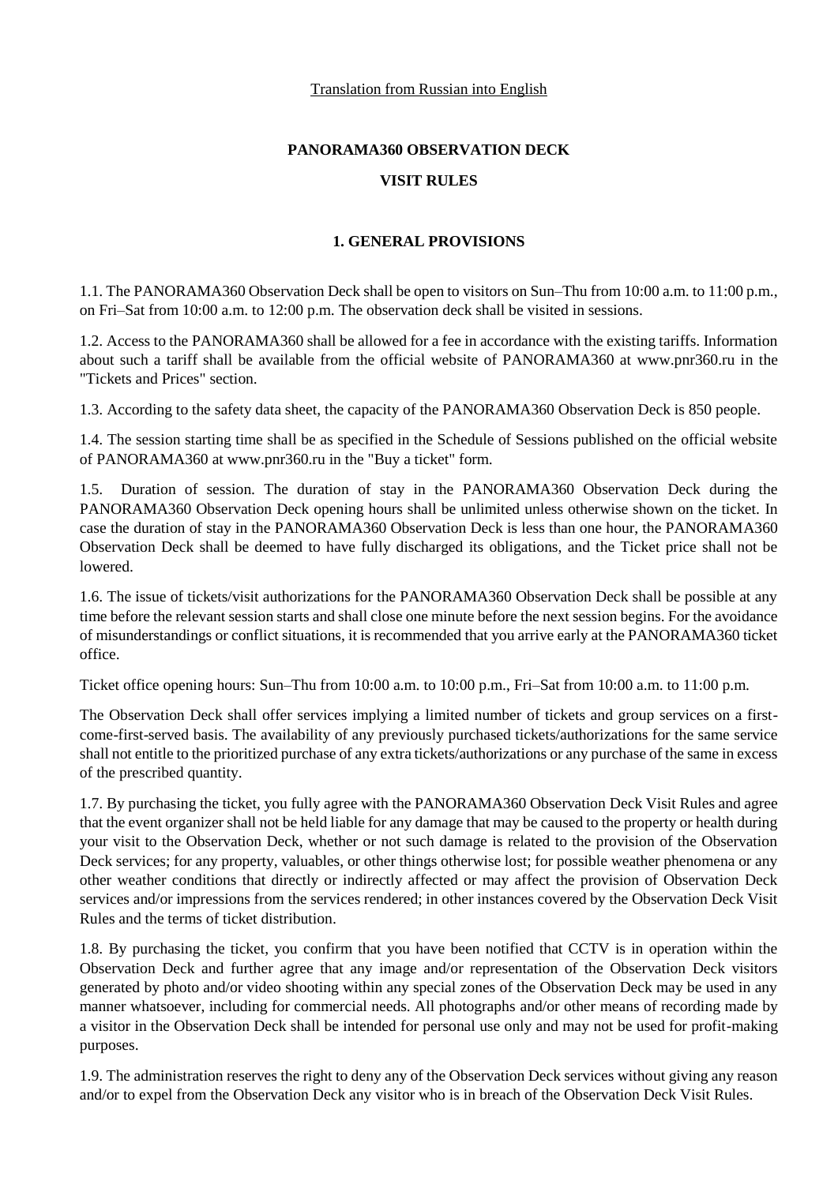Translation from Russian into English

# PANORAMA360 OBSERVATION DECK

# VISIT RULES

## 1. GENERAL PROVISIONS

1.1. The PANORAMA360 Observation Deck shall be open to visitors on Sun–Thu from 10:00 a.m. to 11:00 p.m., on Fri–Sat from 10:00 a.m. to 12:00 p.m. The observation deck shall be visited in sessions.

1.2. Access to the PANORAMA360 shall be allowed for a fee in accordance with the existing tariffs. Information about such a tariff shall be available from the official website of PANORAMA360 at www.pnr360.ru in the "Tickets and Prices" section.

1.3. According to the safety data sheet, the capacity of the PANORAMA360 Observation Deck is 850 people.

1.4. The session starting time shall be as specified in the Schedule of Sessions published on the official website of PANORAMA360 at www.pnr360.ru in the "Buy a ticket" form.

1.5. Duration of session. The duration of stay in the PANORAMA360 Observation Deck during the PANORAMA360 Observation Deck opening hours shall be unlimited unless otherwise shown on the ticket. In case the duration of stay in the PANORAMA360 Observation Deck is less than one hour, the PANORAMA360 Observation Deck shall be deemed to have fully discharged its obligations, and the Ticket price shall not be lowered.

1.6. The issue of tickets/visit authorizations for the PANORAMA360 Observation Deck shall be possible at any time before the relevant session starts and shall close one minute before the next session begins. For the avoidance of misunderstandings or conflict situations, it is recommended that you arrive early at the PANORAMA360 ticket office.

Ticket office opening hours: Sun–Thu from 10:00 a.m. to 10:00 p.m., Fri–Sat from 10:00 a.m. to 11:00 p.m.

The Observation Deck shall offer services implying a limited number of tickets and group services on a first-come-first-served basis. The availability of any previously purchased tickets/authorizations for the same service shall not entitle to the prioritized purchase of any extra tickets/authorizations or any purchase of the same in excess of the prescribed quantity.

1.7. By purchasing the ticket, you fully agree with the PANORAMA360 Observation Deck Visit Rules and agree that the event organizer shall not be held liable for any damage that may be caused to the property or health during your visit to the Observation Deck, whether or not such damage is related to the provision of the Observation Deck services; for any property, valuables, or other things otherwise lost; for possible weather phenomena or any other weather conditions that directly or indirectly affected or may affect the provision of Observation Deck services and/or impressions from the services rendered; in other instances covered by the Observation Deck Visit Rules and the terms of ticket distribution.

1.8. By purchasing the ticket, you confirm that you have been notified that CCTV is in operation within the Observation Deck and further agree that any image and/or representation of the Observation Deck visitors generated by photo and/or video shooting within any special zones of the Observation Deck may be used in any manner whatsoever, including for commercial needs. All photographs and/or other means of recording made by a visitor in the Observation Deck shall be intended for personal use only and may not be used for profit-making purposes.

1.9. The administration reserves the right to deny any of the Observation Deck services without giving any reason and/or to expel from the Observation Deck any visitor who is in breach of the Observation Deck Visit Rules.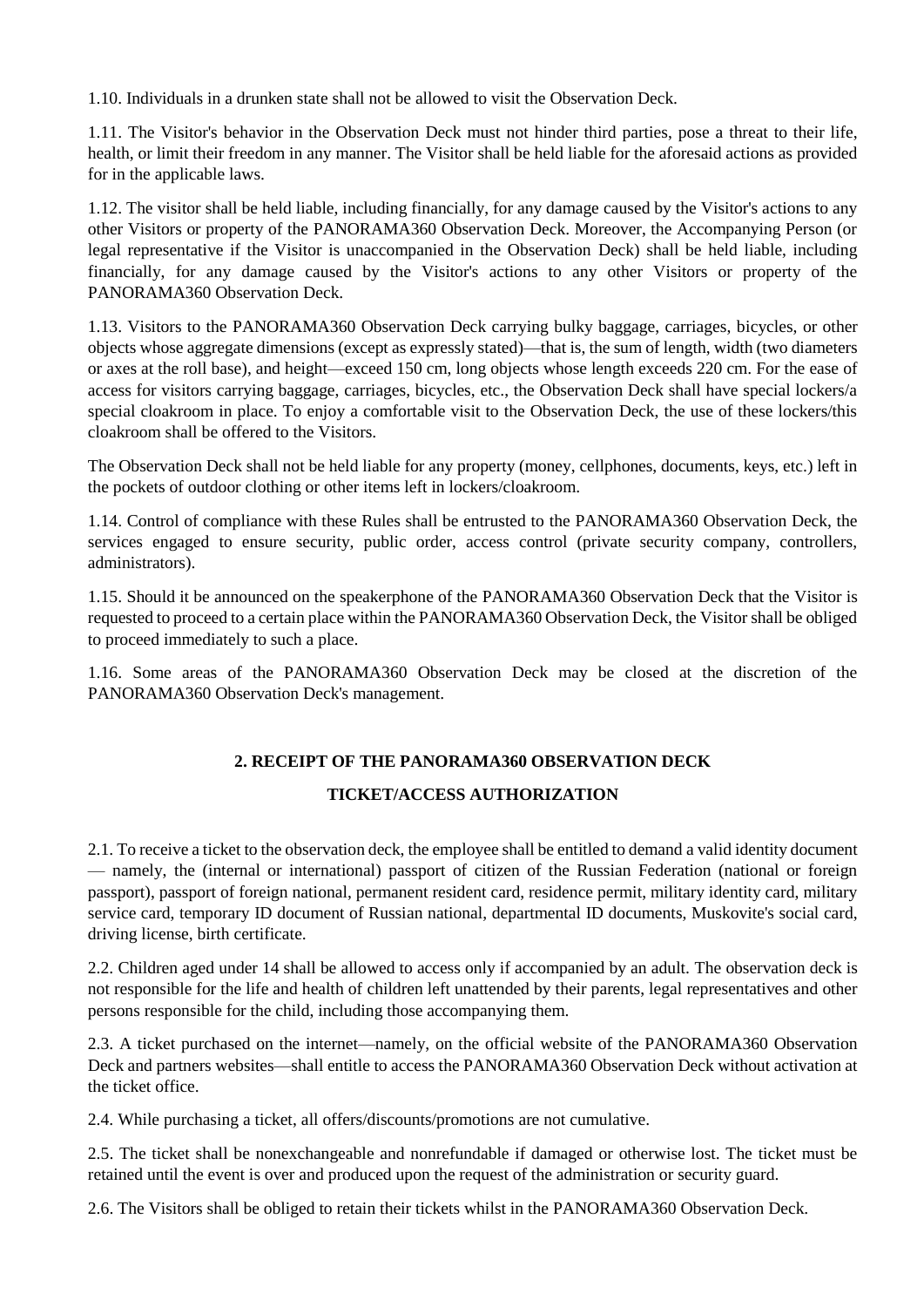1.10. Individuals in a drunken state shall not be allowed to visit the Observation Deck.

1.11. The Visitor's behavior in the Observation Deck must not hinder third parties, pose a threat to their life, health, or limit their freedom in any manner. The Visitor shall be held liable for the aforesaid actions as provided for in the applicable laws.

1.12. The visitor shall be held liable, including financially, for any damage caused by the Visitor's actions to any other Visitors or property of the PANORAMA360 Observation Deck. Moreover, the Accompanying Person (or legal representative if the Visitor is unaccompanied in the Observation Deck) shall be held liable, including financially, for any damage caused by the Visitor's actions to any other Visitors or property of the PANORAMA360 Observation Deck.

1.13. Visitors to the PANORAMA360 Observation Deck carrying bulky baggage, carriages, bicycles, or other objects whose aggregate dimensions (except as expressly stated)—that is, the sum of length, width (two diameters or axes at the roll base), and height—exceed 150 cm, long objects whose length exceeds 220 cm. For the ease of access for visitors carrying baggage, carriages, bicycles, etc., the Observation Deck shall have special lockers/a special cloakroom in place. To enjoy a comfortable visit to the Observation Deck, the use of these lockers/this cloakroom shall be offered to the Visitors.

The Observation Deck shall not be held liable for any property (money, cellphones, documents, keys, etc.) left in the pockets of outdoor clothing or other items left in lockers/cloakroom.

1.14. Control of compliance with these Rules shall be entrusted to the PANORAMA360 Observation Deck, the services engaged to ensure security, public order, access control (private security company, controllers, administrators).

1.15. Should it be announced on the speakerphone of the PANORAMA360 Observation Deck that the Visitor is requested to proceed to a certain place within the PANORAMA360 Observation Deck, the Visitor shall be obliged to proceed immediately to such a place.

1.16. Some areas of the PANORAMA360 Observation Deck may be closed at the discretion of the PANORAMA360 Observation Deck's management.

## 2. RECEIPT OF THE PANORAMA360 OBSERVATION DECK TICKET/ACCESS AUTHORIZATION

2.1. To receive a ticket to the observation deck, the employee shall be entitled to demand a valid identity document — namely, the (internal or international) passport of citizen of the Russian Federation (national or foreign passport), passport of foreign national, permanent resident card, residence permit, military identity card, military service card, temporary ID document of Russian national, departmental ID documents, Muskovite's social card, driving license, birth certificate.

2.2. Children aged under 14 shall be allowed to access only if accompanied by an adult. The observation deck is not responsible for the life and health of children left unattended by their parents, legal representatives and other persons responsible for the child, including those accompanying them.

2.3. A ticket purchased on the internet—namely, on the official website of the PANORAMA360 Observation Deck and partners websites—shall entitle to access the PANORAMA360 Observation Deck without activation at the ticket office.

2.4. While purchasing a ticket, all offers/discounts/promotions are not cumulative.

2.5. The ticket shall be nonexchangeable and nonrefundable if damaged or otherwise lost. The ticket must be retained until the event is over and produced upon the request of the administration or security guard.

2.6. The Visitors shall be obliged to retain their tickets whilst in the PANORAMA360 Observation Deck.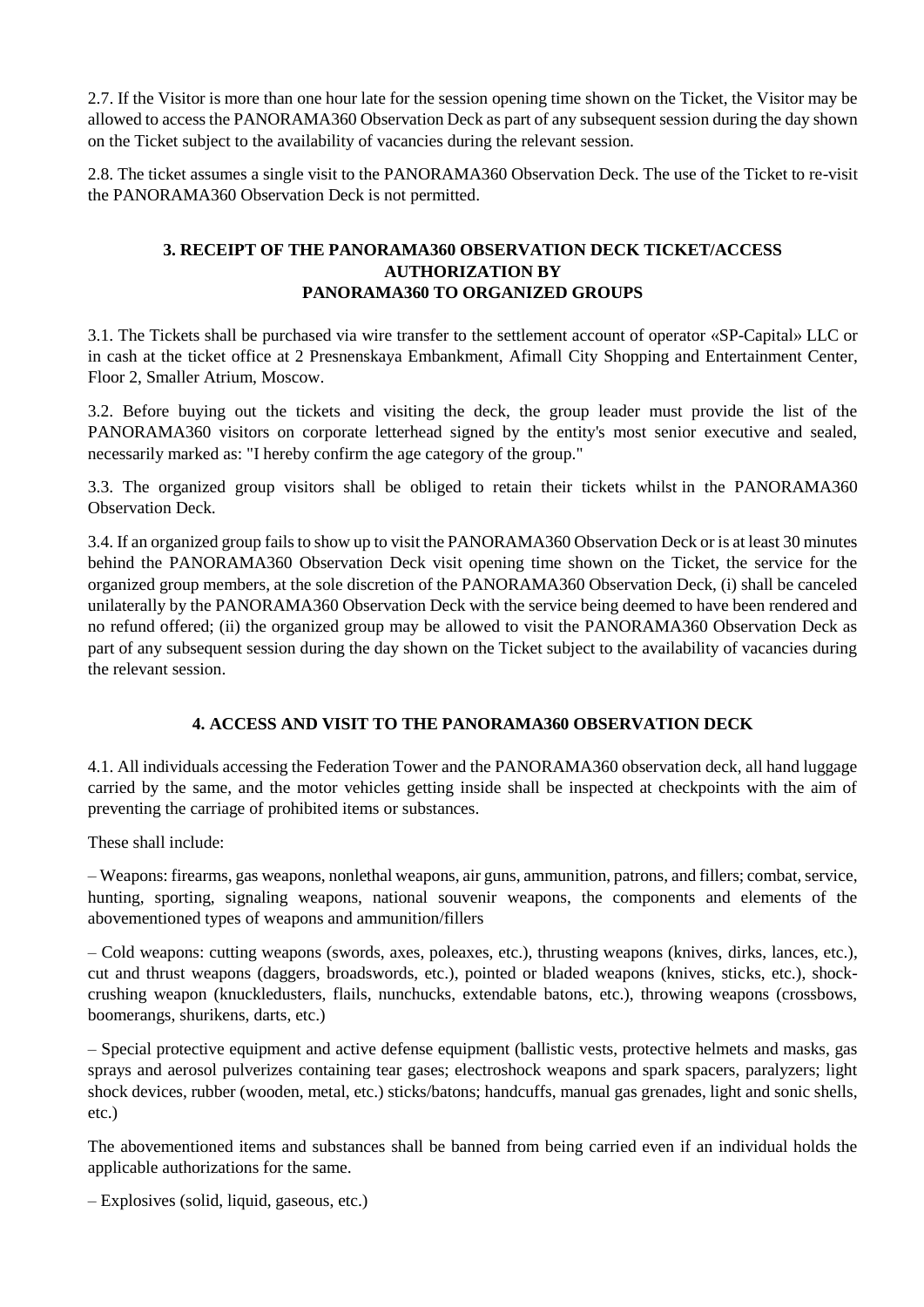2.7. If the Visitor is more than one hour late for the session opening time shown on the Ticket, the Visitor may be allowed to access the PANORAMA360 Observation Deck as part of any subsequent session during the day shown on the Ticket subject to the availability of vacancies during the relevant session.

2.8. The ticket assumes a single visit to the PANORAMA360 Observation Deck. The use of the Ticket to re-visit the PANORAMA360 Observation Deck is not permitted.

## 3. RECEIPT OF THE PANORAMA360 OBSERVATION DECK TICKET/ACCESS AUTHORIZATION BY PANORAMA360 TO ORGANIZED GROUPS

3.1. The Tickets shall be purchased via wire transfer to the settlement account of operator «SP-Capital» LLC or in cash at the ticket office at 2 Presnenskaya Embankment, Afimall City Shopping and Entertainment Center, Floor 2, Smaller Atrium, Moscow.

3.2. Before buying out the tickets and visiting the deck, the group leader must provide the list of the PANORAMA360 visitors on corporate letterhead signed by the entity's most senior executive and sealed, necessarily marked as: "I hereby confirm the age category of the group."

3.3. The organized group visitors shall be obliged to retain their tickets whilst in the PANORAMA360 Observation Deck.

3.4. If an organized group fails to show up to visit the PANORAMA360 Observation Deck or is at least 30 minutes behind the PANORAMA360 Observation Deck visit opening time shown on the Ticket, the service for the organized group members, at the sole discretion of the PANORAMA360 Observation Deck, (i) shall be canceled unilaterally by the PANORAMA360 Observation Deck with the service being deemed to have been rendered and no refund offered; (ii) the organized group may be allowed to visit the PANORAMA360 Observation Deck as part of any subsequent session during the day shown on the Ticket subject to the availability of vacancies during the relevant session.

## 4. ACCESS AND VISIT TO THE PANORAMA360 OBSERVATION DECK

4.1. All individuals accessing the Federation Tower and the PANORAMA360 observation deck, all hand luggage carried by the same, and the motor vehicles getting inside shall be inspected at checkpoints with the aim of preventing the carriage of prohibited items or substances.

These shall include:

– Weapons: firearms, gas weapons, nonlethal weapons, air guns, ammunition, patrons, and fillers; combat, service, hunting, sporting, signaling weapons, national souvenir weapons, the components and elements of the abovementioned types of weapons and ammunition/fillers

– Cold weapons: cutting weapons (swords, axes, poleaxes, etc.), thrusting weapons (knives, dirks, lances, etc.), cut and thrust weapons (daggers, broadswords, etc.), pointed or bladed weapons (knives, sticks, etc.), shock-crushing weapon (knuckledusters, flails, nunchucks, extendable batons, etc.), throwing weapons (crossbows, boomerangs, shurikens, darts, etc.)

– Special protective equipment and active defense equipment (ballistic vests, protective helmets and masks, gas sprays and aerosol pulverizes containing tear gases; electroshock weapons and spark spacers, paralyzers; light shock devices, rubber (wooden, metal, etc.) sticks/batons; handcuffs, manual gas grenades, light and sonic shells, etc.)

The abovementioned items and substances shall be banned from being carried even if an individual holds the applicable authorizations for the same.

– Explosives (solid, liquid, gaseous, etc.)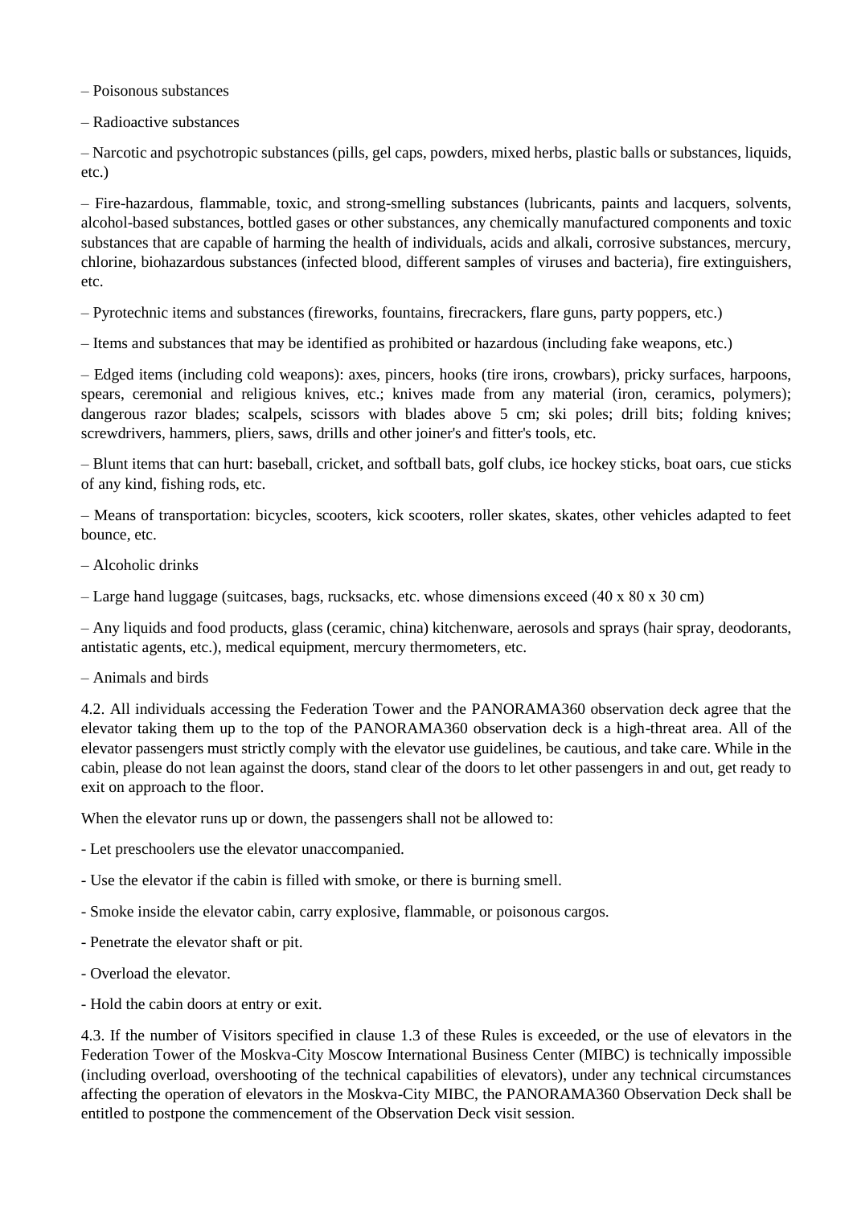– Poisonous substances

– Radioactive substances

– Narcotic and psychotropic substances (pills, gel caps, powders, mixed herbs, plastic balls or substances, liquids, etc.)

– Fire-hazardous, flammable, toxic, and strong-smelling substances (lubricants, paints and lacquers, solvents, alcohol-based substances, bottled gases or other substances, any chemically manufactured components and toxic substances that are capable of harming the health of individuals, acids and alkali, corrosive substances, mercury, chlorine, biohazardous substances (infected blood, different samples of viruses and bacteria), fire extinguishers, etc.

– Pyrotechnic items and substances (fireworks, fountains, firecrackers, flare guns, party poppers, etc.)

– Items and substances that may be identified as prohibited or hazardous (including fake weapons, etc.)

– Edged items (including cold weapons): axes, pincers, hooks (tire irons, crowbars), pricky surfaces, harpoons, spears, ceremonial and religious knives, etc.; knives made from any material (iron, ceramics, polymers); dangerous razor blades; scalpels, scissors with blades above 5 cm; ski poles; drill bits; folding knives; screwdrivers, hammers, pliers, saws, drills and other joiner's and fitter's tools, etc.

– Blunt items that can hurt: baseball, cricket, and softball bats, golf clubs, ice hockey sticks, boat oars, cue sticks of any kind, fishing rods, etc.

– Means of transportation: bicycles, scooters, kick scooters, roller skates, skates, other vehicles adapted to feet bounce, etc.

– Alcoholic drinks

– Large hand luggage (suitcases, bags, rucksacks, etc. whose dimensions exceed (40 x 80 x 30 cm)

– Any liquids and food products, glass (ceramic, china) kitchenware, aerosols and sprays (hair spray, deodorants, antistatic agents, etc.), medical equipment, mercury thermometers, etc.

– Animals and birds

4.2. All individuals accessing the Federation Tower and the PANORAMA360 observation deck agree that the elevator taking them up to the top of the PANORAMA360 observation deck is a high-threat area. All of the elevator passengers must strictly comply with the elevator use guidelines, be cautious, and take care. While in the cabin, please do not lean against the doors, stand clear of the doors to let other passengers in and out, get ready to exit on approach to the floor.

When the elevator runs up or down, the passengers shall not be allowed to:

- Let preschoolers use the elevator unaccompanied.
- Use the elevator if the cabin is filled with smoke, or there is burning smell.
- Smoke inside the elevator cabin, carry explosive, flammable, or poisonous cargos.
- Penetrate the elevator shaft or pit.
- Overload the elevator.
- Hold the cabin doors at entry or exit.

4.3. If the number of Visitors specified in clause 1.3 of these Rules is exceeded, or the use of elevators in the Federation Tower of the Moskva-City Moscow International Business Center (MIBC) is technically impossible (including overload, overshooting of the technical capabilities of elevators), under any technical circumstances affecting the operation of elevators in the Moskva-City MIBC, the PANORAMA360 Observation Deck shall be entitled to postpone the commencement of the Observation Deck visit session.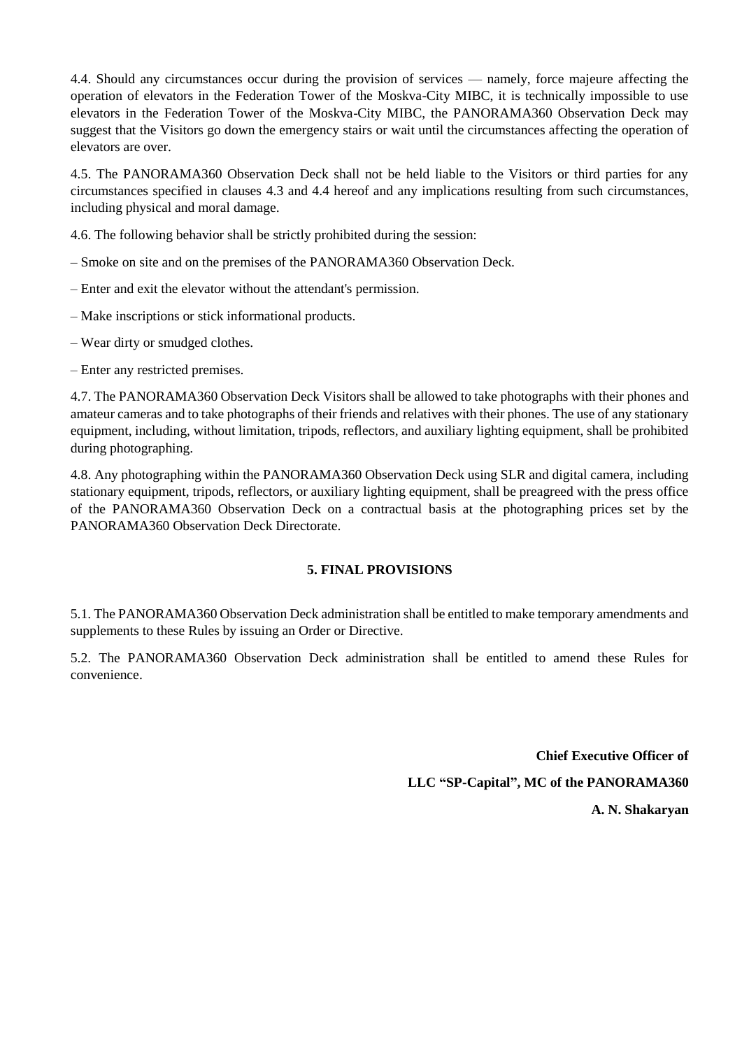4.4. Should any circumstances occur during the provision of services — namely, force majeure affecting the operation of elevators in the Federation Tower of the Moskva-City MIBC, it is technically impossible to use elevators in the Federation Tower of the Moskva-City MIBC, the PANORAMA360 Observation Deck may suggest that the Visitors go down the emergency stairs or wait until the circumstances affecting the operation of elevators are over.

4.5. The PANORAMA360 Observation Deck shall not be held liable to the Visitors or third parties for any circumstances specified in clauses 4.3 and 4.4 hereof and any implications resulting from such circumstances, including physical and moral damage.

4.6. The following behavior shall be strictly prohibited during the session:

– Smoke on site and on the premises of the PANORAMA360 Observation Deck.

– Enter and exit the elevator without the attendant's permission.

– Make inscriptions or stick informational products.

– Wear dirty or smudged clothes.

– Enter any restricted premises.

4.7. The PANORAMA360 Observation Deck Visitors shall be allowed to take photographs with their phones and amateur cameras and to take photographs of their friends and relatives with their phones. The use of any stationary equipment, including, without limitation, tripods, reflectors, and auxiliary lighting equipment, shall be prohibited during photographing.

4.8. Any photographing within the PANORAMA360 Observation Deck using SLR and digital camera, including stationary equipment, tripods, reflectors, or auxiliary lighting equipment, shall be preagreed with the press office of the PANORAMA360 Observation Deck on a contractual basis at the photographing prices set by the PANORAMA360 Observation Deck Directorate.

## 5. FINAL PROVISIONS

5.1. The PANORAMA360 Observation Deck administration shall be entitled to make temporary amendments and supplements to these Rules by issuing an Order or Directive.

5.2. The PANORAMA360 Observation Deck administration shall be entitled to amend these Rules for convenience.

**Chief Executive Officer of**

**LLC "SP-Capital", MC of the PANORAMA360**

**A. N. Shakaryan**